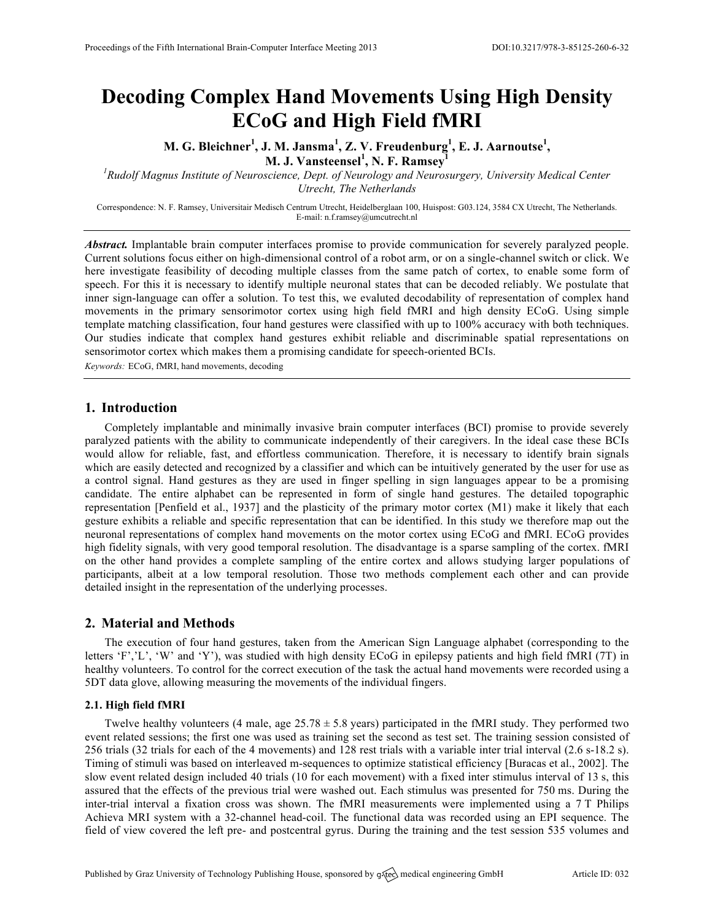# Decoding Complex Hand Movements Using High Density ECoG and High Field fMRI

**M. G. Bleichner[1], J. M. Jansma[1], Z. V. Freudenburg[1], E. J. Aarnoutse[1], M. J. Vansteensel[1], N. F. Ramsey[1]**

[1] *Rudolf Magnus Institute of Neuroscience, Dept. of Neurology and Neurosurgery, University Medical Center Utrecht, The Netherlands*

Correspondence: N. F. Ramsey, Universitair Medisch Centrum Utrecht, Heidelberglaan 100, Huispost: G03.124, 3584 CX Utrecht, The Netherlands. E-mail: n.f.ramsey@umcutrecht.nl

***Abstract.*** Implantable brain computer interfaces promise to provide communication for severely paralyzed people. Current solutions focus either on high-dimensional control of a robot arm, or on a single-channel switch or click. We here investigate feasibility of decoding multiple classes from the same patch of cortex, to enable some form of speech. For this it is necessary to identify multiple neuronal states that can be decoded reliably. We postulate that inner sign-language can offer a solution. To test this, we evaluted decodability of representation of complex hand movements in the primary sensorimotor cortex using high field fMRI and high density ECoG. Using simple template matching classification, four hand gestures were classified with up to 100% accuracy with both techniques. Our studies indicate that complex hand gestures exhibit reliable and discriminable spatial representations on sensorimotor cortex which makes them a promising candidate for speech-oriented BCIs.

*Keywords:* ECoG, fMRI, hand movements, decoding

## 1. Introduction

Completely implantable and minimally invasive brain computer interfaces (BCI) promise to provide severely paralyzed patients with the ability to communicate independently of their caregivers. In the ideal case these BCIs would allow for reliable, fast, and effortless communication. Therefore, it is necessary to identify brain signals which are easily detected and recognized by a classifier and which can be intuitively generated by the user for use as a control signal. Hand gestures as they are used in finger spelling in sign languages appear to be a promising candidate. The entire alphabet can be represented in form of single hand gestures. The detailed topographic representation [Penfield et al., 1937] and the plasticity of the primary motor cortex (M1) make it likely that each gesture exhibits a reliable and specific representation that can be identified. In this study we therefore map out the neuronal representations of complex hand movements on the motor cortex using ECoG and fMRI. ECoG provides high fidelity signals, with very good temporal resolution. The disadvantage is a sparse sampling of the cortex. fMRI on the other hand provides a complete sampling of the entire cortex and allows studying larger populations of participants, albeit at a low temporal resolution. Those two methods complement each other and can provide detailed insight in the representation of the underlying processes.

## 2. Material and Methods

The execution of four hand gestures, taken from the American Sign Language alphabet (corresponding to the letters 'F','L', 'W' and 'Y'), was studied with high density ECoG in epilepsy patients and high field fMRI (7T) in healthy volunteers. To control for the correct execution of the task the actual hand movements were recorded using a 5DT data glove, allowing measuring the movements of the individual fingers.

### 2.1. High field fMRI

Twelve healthy volunteers (4 male, age 25.78 ± 5.8 years) participated in the fMRI study. They performed two event related sessions; the first one was used as training set the second as test set. The training session consisted of 256 trials (32 trials for each of the 4 movements) and 128 rest trials with a variable inter trial interval (2.6 s-18.2 s). Timing of stimuli was based on interleaved m-sequences to optimize statistical efficiency [Buracas et al., 2002]. The slow event related design included 40 trials (10 for each movement) with a fixed inter stimulus interval of 13 s, this assured that the effects of the previous trial were washed out. Each stimulus was presented for 750 ms. During the inter-trial interval a fixation cross was shown. The fMRI measurements were implemented using a 7 T Philips Achieva MRI system with a 32-channel head-coil. The functional data was recorded using an EPI sequence. The field of view covered the left pre- and postcentral gyrus. During the training and the test session 535 volumes and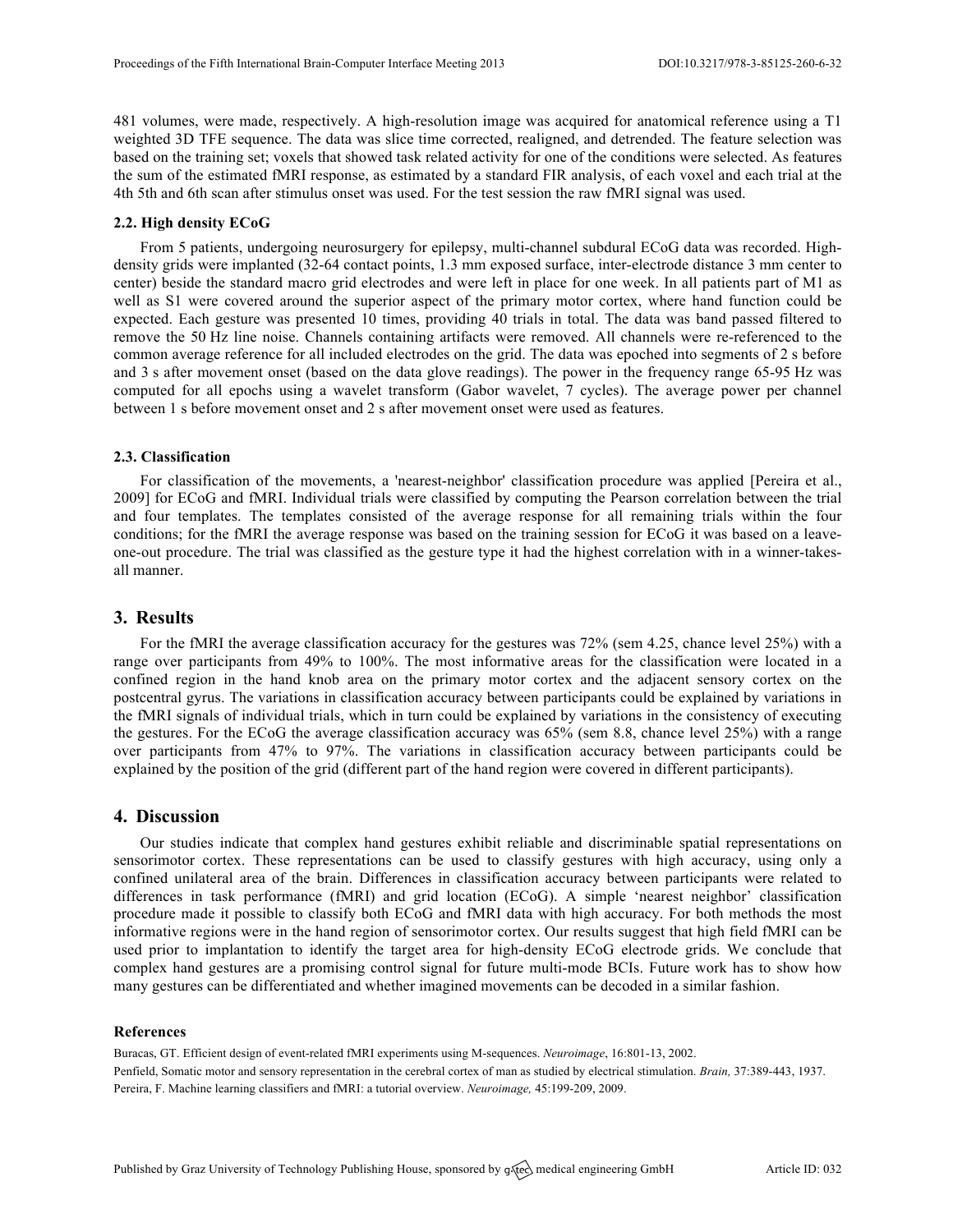481 volumes, were made, respectively. A high-resolution image was acquired for anatomical reference using a T1 weighted 3D TFE sequence. The data was slice time corrected, realigned, and detrended. The feature selection was based on the training set; voxels that showed task related activity for one of the conditions were selected. As features the sum of the estimated fMRI response, as estimated by a standard FIR analysis, of each voxel and each trial at the 4th 5th and 6th scan after stimulus onset was used. For the test session the raw fMRI signal was used.

### 2.2. High density ECoG

From 5 patients, undergoing neurosurgery for epilepsy, multi-channel subdural ECoG data was recorded. High-density grids were implanted (32-64 contact points, 1.3 mm exposed surface, inter-electrode distance 3 mm center to center) beside the standard macro grid electrodes and were left in place for one week. In all patients part of M1 as well as S1 were covered around the superior aspect of the primary motor cortex, where hand function could be expected. Each gesture was presented 10 times, providing 40 trials in total. The data was band passed filtered to remove the 50 Hz line noise. Channels containing artifacts were removed. All channels were re-referenced to the common average reference for all included electrodes on the grid. The data was epoched into segments of 2 s before and 3 s after movement onset (based on the data glove readings). The power in the frequency range 65-95 Hz was computed for all epochs using a wavelet transform (Gabor wavelet, 7 cycles). The average power per channel between 1 s before movement onset and 2 s after movement onset were used as features.

### 2.3. Classification

For classification of the movements, a 'nearest-neighbor' classification procedure was applied [Pereira et al., 2009] for ECoG and fMRI. Individual trials were classified by computing the Pearson correlation between the trial and four templates. The templates consisted of the average response for all remaining trials within the four conditions; for the fMRI the average response was based on the training session for ECoG it was based on a leave-one-out procedure. The trial was classified as the gesture type it had the highest correlation with in a winner-takes-all manner.

## 3. Results

For the fMRI the average classification accuracy for the gestures was 72% (sem 4.25, chance level 25%) with a range over participants from 49% to 100%. The most informative areas for the classification were located in a confined region in the hand knob area on the primary motor cortex and the adjacent sensory cortex on the postcentral gyrus. The variations in classification accuracy between participants could be explained by variations in the fMRI signals of individual trials, which in turn could be explained by variations in the consistency of executing the gestures. For the ECoG the average classification accuracy was 65% (sem 8.8, chance level 25%) with a range over participants from 47% to 97%. The variations in classification accuracy between participants could be explained by the position of the grid (different part of the hand region were covered in different participants).

## 4. Discussion

Our studies indicate that complex hand gestures exhibit reliable and discriminable spatial representations on sensorimotor cortex. These representations can be used to classify gestures with high accuracy, using only a confined unilateral area of the brain. Differences in classification accuracy between participants were related to differences in task performance (fMRI) and grid location (ECoG). A simple 'nearest neighbor' classification procedure made it possible to classify both ECoG and fMRI data with high accuracy. For both methods the most informative regions were in the hand region of sensorimotor cortex. Our results suggest that high field fMRI can be used prior to implantation to identify the target area for high-density ECoG electrode grids. We conclude that complex hand gestures are a promising control signal for future multi-mode BCIs. Future work has to show how many gestures can be differentiated and whether imagined movements can be decoded in a similar fashion.

#### References

Buracas, GT. Efficient design of event-related fMRI experiments using M-sequences. *Neuroimage*, 16:801-13, 2002.

Penfield, Somatic motor and sensory representation in the cerebral cortex of man as studied by electrical stimulation. *Brain,* 37:389-443, 1937.

Pereira, F. Machine learning classifiers and fMRI: a tutorial overview. *Neuroimage,* 45:199-209, 2009.